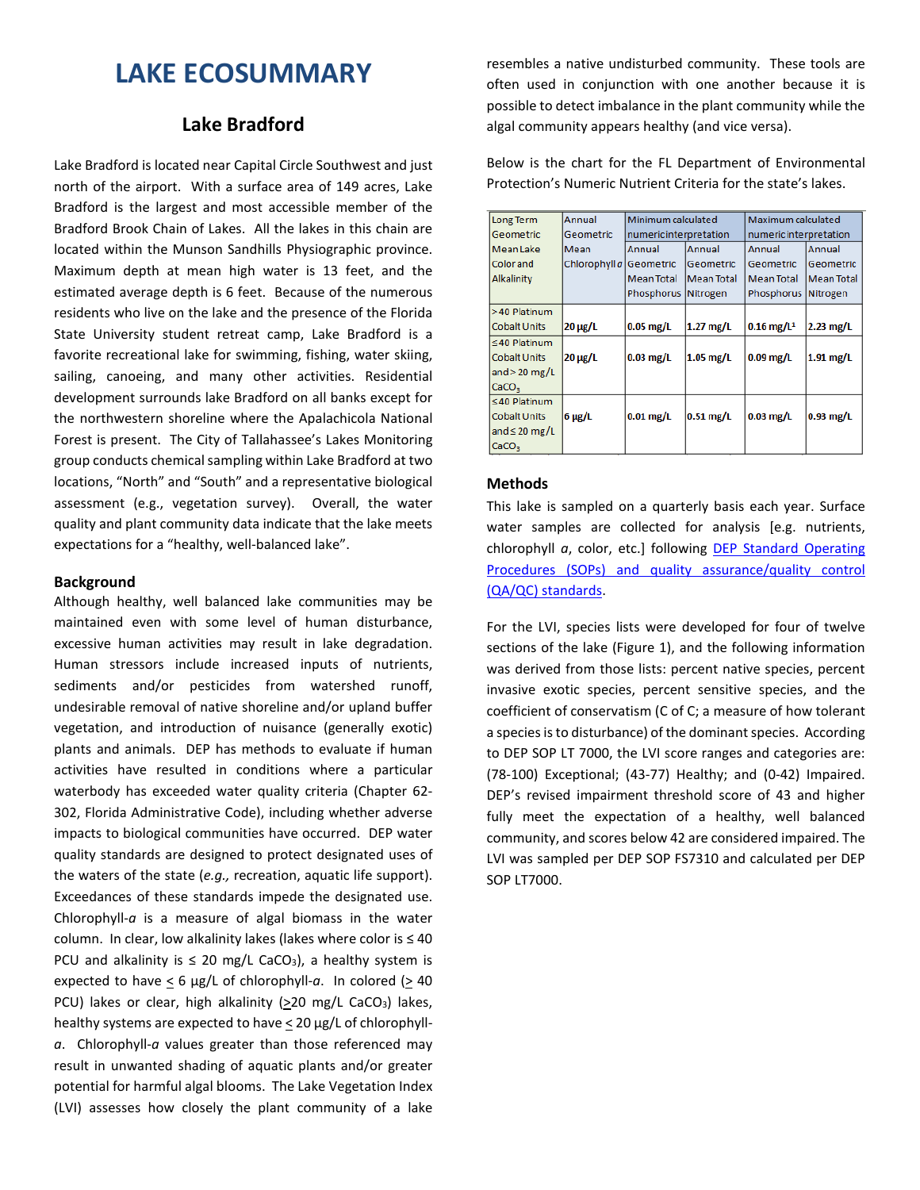# LAKE ECOSUMMARY

## Lake Bradford

Lake Bradford is located near Capital Circle Southwest and just north of the airport. With a surface area of 149 acres, Lake Bradford is the largest and most accessible member of the Bradford Brook Chain of Lakes. All the lakes in this chain are located within the Munson Sandhills Physiographic province. Maximum depth at mean high water is 13 feet, and the estimated average depth is 6 feet. Because of the numerous residents who live on the lake and the presence of the Florida State University student retreat camp, Lake Bradford is a favorite recreational lake for swimming, fishing, water skiing, sailing, canoeing, and many other activities. Residential development surrounds lake Bradford on all banks except for the northwestern shoreline where the Apalachicola National Forest is present. The City of Tallahassee's Lakes Monitoring group conducts chemical sampling within Lake Bradford at two locations, "North" and "South" and a representative biological assessment (e.g., vegetation survey). Overall, the water quality and plant community data indicate that the lake meets expectations for a "healthy, well-balanced lake".

### Background

Although healthy, well balanced lake communities may be maintained even with some level of human disturbance, excessive human activities may result in lake degradation. Human stressors include increased inputs of nutrients, sediments and/or pesticides from watershed runoff, undesirable removal of native shoreline and/or upland buffer vegetation, and introduction of nuisance (generally exotic) plants and animals. DEP has methods to evaluate if human activities have resulted in conditions where a particular waterbody has exceeded water quality criteria (Chapter 62-302, Florida Administrative Code), including whether adverse impacts to biological communities have occurred. DEP water quality standards are designed to protect designated uses of the waters of the state (*e.g.,* recreation, aquatic life support). Exceedances of these standards impede the designated use. Chlorophyll-*a* is a measure of algal biomass in the water column. In clear, low alkalinity lakes (lakes where color is ≤ 40 PCU and alkalinity is ≤ 20 mg/L $CaCO_3$), a healthy system is expected to have ≤ 6 µg/L of chlorophyll-*a*. In colored (≥ 40 PCU) lakes or clear, high alkalinity (≥20 mg/L $CaCO_3$) lakes, healthy systems are expected to have ≤ 20 µg/L of chlorophyll-*a*. Chlorophyll-*a* values greater than those referenced may result in unwanted shading of aquatic plants and/or greater potential for harmful algal blooms. The Lake Vegetation Index (LVI) assesses how closely the plant community of a lake resembles a native undisturbed community. These tools are often used in conjunction with one another because it is possible to detect imbalance in the plant community while the algal community appears healthy (and vice versa).

Below is the chart for the FL Department of Environmental Protection's Numeric Nutrient Criteria for the state's lakes.

| Long Term Geometric Mean Lake Color and Alkalinity | Annual Geometric Mean Chlorophyll *a* | Minimum calculated numeric interpretation | | Maximum calculated numeric interpretation | |
|---|---|---|---|---|---|
| | | Annual Geometric Mean Total Phosphorus | Annual Geometric Mean Total Nitrogen | Annual Geometric Mean Total Phosphorus | Annual Geometric Mean Total Nitrogen |
| >40 Platinum Cobalt Units | **20 µg/L** | **0.05 mg/L** | **1.27 mg/L** | **0.16 mg/L[1]** | **2.23 mg/L** |
| ≤40 Platinum Cobalt Units and > 20 mg/L $CaCO_3$ | **20 µg/L** | **0.03 mg/L** | **1.05 mg/L** | **0.09 mg/L** | **1.91 mg/L** |
| ≤40 Platinum Cobalt Units and ≤ 20 mg/L $CaCO_3$ | **6 µg/L** | **0.01 mg/L** | **0.51 mg/L** | **0.03 mg/L** | **0.93 mg/L** |

### Methods

This lake is sampled on a quarterly basis each year. Surface water samples are collected for analysis [e.g. nutrients, chlorophyll *a*, color, etc.] following DEP Standard Operating Procedures (SOPs) and quality assurance/quality control (QA/QC) standards.

For the LVI, species lists were developed for four of twelve sections of the lake (Figure 1), and the following information was derived from those lists: percent native species, percent invasive exotic species, percent sensitive species, and the coefficient of conservatism (C of C; a measure of how tolerant a species is to disturbance) of the dominant species. According to DEP SOP LT 7000, the LVI score ranges and categories are: (78-100) Exceptional; (43-77) Healthy; and (0-42) Impaired. DEP's revised impairment threshold score of 43 and higher fully meet the expectation of a healthy, well balanced community, and scores below 42 are considered impaired. The LVI was sampled per DEP SOP FS7310 and calculated per DEP SOP LT7000.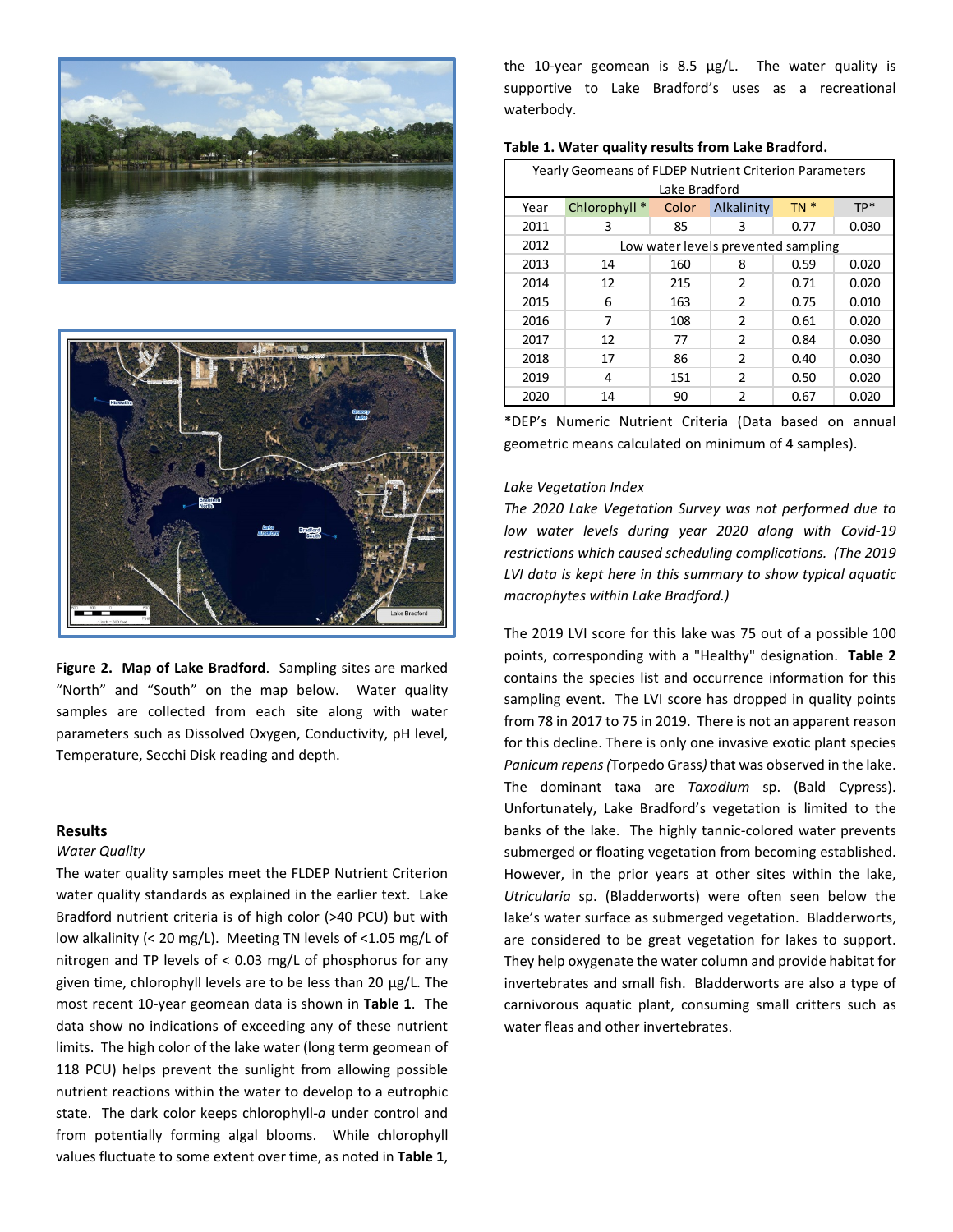**Figure 2. Map of Lake Bradford**. Sampling sites are marked "North" and "South" on the map below. Water quality samples are collected from each site along with water parameters such as Dissolved Oxygen, Conductivity, pH level, Temperature, Secchi Disk reading and depth.

## Results

*Water Quality*

The water quality samples meet the FLDEP Nutrient Criterion water quality standards as explained in the earlier text. Lake Bradford nutrient criteria is of high color (>40 PCU) but with low alkalinity (< 20 mg/L). Meeting TN levels of <1.05 mg/L of nitrogen and TP levels of < 0.03 mg/L of phosphorus for any given time, chlorophyll levels are to be less than 20 µg/L. The most recent 10-year geomean data is shown in **Table 1**. The data show no indications of exceeding any of these nutrient limits. The high color of the lake water (long term geomean of 118 PCU) helps prevent the sunlight from allowing possible nutrient reactions within the water to develop to a eutrophic state. The dark color keeps chlorophyll-*a* under control and from potentially forming algal blooms. While chlorophyll values fluctuate to some extent over time, as noted in **Table 1**, the 10-year geomean is 8.5 µg/L. The water quality is supportive to Lake Bradford's uses as a recreational waterbody.

**Table 1. Water quality results from Lake Bradford.**

| Yearly Geomeans of FLDEP Nutrient Criterion Parameters Lake Bradford | | | | | |
|---|---|---|---|---|---|
| Year | Chlorophyll * | Color | Alkalinity | TN * | TP* |
| 2011 | 3 | 85 | 3 | 0.77 | 0.030 |
| 2012 | Low water levels prevented sampling | | | | |
| 2013 | 14 | 160 | 8 | 0.59 | 0.020 |
| 2014 | 12 | 215 | 2 | 0.71 | 0.020 |
| 2015 | 6 | 163 | 2 | 0.75 | 0.010 |
| 2016 | 7 | 108 | 2 | 0.61 | 0.020 |
| 2017 | 12 | 77 | 2 | 0.84 | 0.030 |
| 2018 | 17 | 86 | 2 | 0.40 | 0.030 |
| 2019 | 4 | 151 | 2 | 0.50 | 0.020 |
| 2020 | 14 | 90 | 2 | 0.67 | 0.020 |

*DEP's Numeric Nutrient Criteria (Data based on annual geometric means calculated on minimum of 4 samples).

*Lake Vegetation Index*

*The 2020 Lake Vegetation Survey was not performed due to low water levels during year 2020 along with Covid-19 restrictions which caused scheduling complications. (The 2019 LVI data is kept here in this summary to show typical aquatic macrophytes within Lake Bradford.)*

The 2019 LVI score for this lake was 75 out of a possible 100 points, corresponding with a "Healthy" designation. **Table 2** contains the species list and occurrence information for this sampling event. The LVI score has dropped in quality points from 78 in 2017 to 75 in 2019. There is not an apparent reason for this decline. There is only one invasive exotic plant species *Panicum repens (*Torpedo Grass*)* that was observed in the lake. The dominant taxa are *Taxodium* sp. (Bald Cypress). Unfortunately, Lake Bradford's vegetation is limited to the banks of the lake. The highly tannic-colored water prevents submerged or floating vegetation from becoming established. However, in the prior years at other sites within the lake, *Utricularia* sp. (Bladderworts) were often seen below the lake's water surface as submerged vegetation. Bladderworts, are considered to be great vegetation for lakes to support. They help oxygenate the water column and provide habitat for invertebrates and small fish. Bladderworts are also a type of carnivorous aquatic plant, consuming small critters such as water fleas and other invertebrates.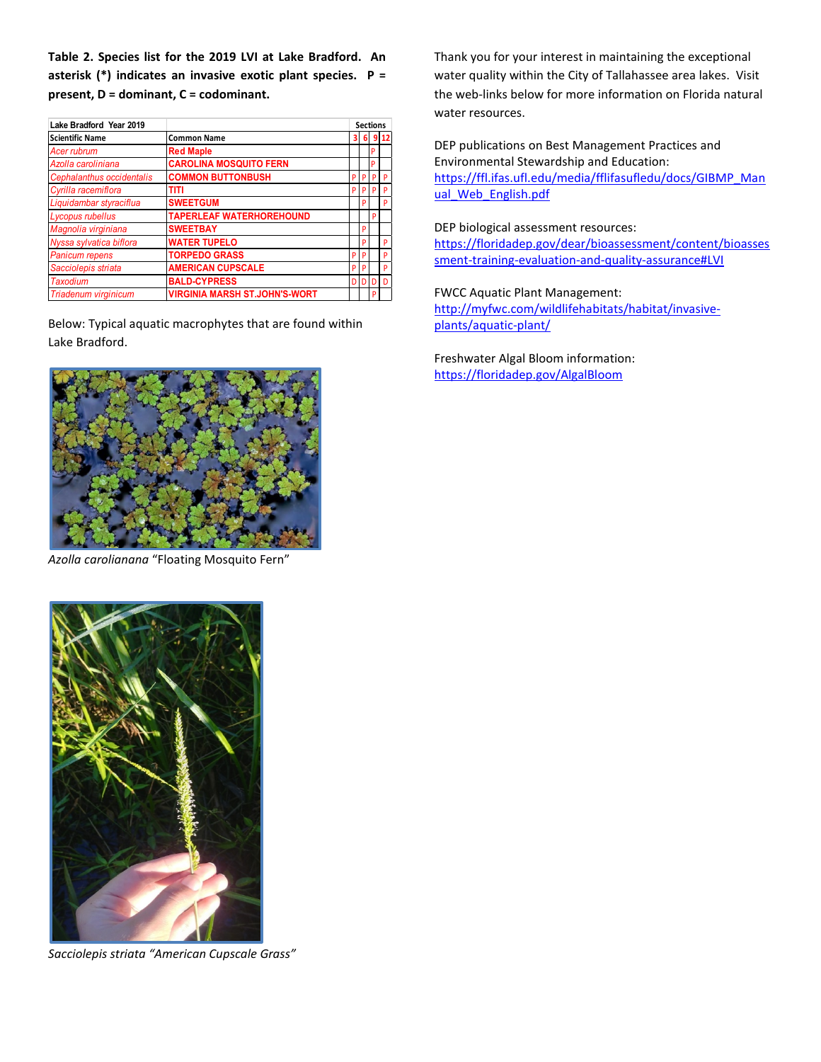**Table 2. Species list for the 2019 LVI at Lake Bradford. An asterisk (*) indicates an invasive exotic plant species. P = present, D = dominant, C = codominant.**

| Lake Bradford Year 2019 | | Sections | | | |
|---|---|---|---|---|---|
| **Scientific Name** | **Common Name** | **3** | **6** | **9** | **12** |
| *Acer rubrum* | RED MAPLE | | | P | |
| *Azolla caroliniana* | CAROLINA MOSQUITO FERN | | | P | |
| *Cephalanthus occidentalis* | COMMON BUTTONBUSH | P | P | P | P |
| *Cyrilla racemiflora* | TITI | P | P | P | P |
| *Liquidambar styraciflua* | SWEETGUM | | P | | P |
| *Lycopus rubellus* | TAPERLEAF WATERHOREHOUND | | | P | |
| *Magnolia virginiana* | SWEETBAY | | P | | |
| *Nyssa sylvatica biflora* | WATER TUPELO | | P | | P |
| *Panicum repens* | TORPEDO GRASS | P | P | | P |
| *Sacciolepis striata* | AMERICAN CUPSCALE | P | P | | P |
| *Taxodium* | BALD-CYPRESS | D | D | D | D |
| *Triadenum virginicum* | VIRGINIA MARSH ST.JOHN'S-WORT | | | P | |

Below: Typical aquatic macrophytes that are found within Lake Bradford.

*Azolla carolianana* "Floating Mosquito Fern"

*Sacciolepis striata "American Cupscale Grass"*

Thank you for your interest in maintaining the exceptional water quality within the City of Tallahassee area lakes. Visit the web-links below for more information on Florida natural water resources.

DEP publications on Best Management Practices and Environmental Stewardship and Education:
https://ffl.ifas.ufl.edu/media/fflifasufledu/docs/GIBMP_Manual_Web_English.pdf

DEP biological assessment resources:
https://floridadep.gov/dear/bioassessment/content/bioassessment-training-evaluation-and-quality-assurance#LVI

FWCC Aquatic Plant Management:
http://myfwc.com/wildlifehabitats/habitat/invasive-plants/aquatic-plant/

Freshwater Algal Bloom information:
https://floridadep.gov/AlgalBloom